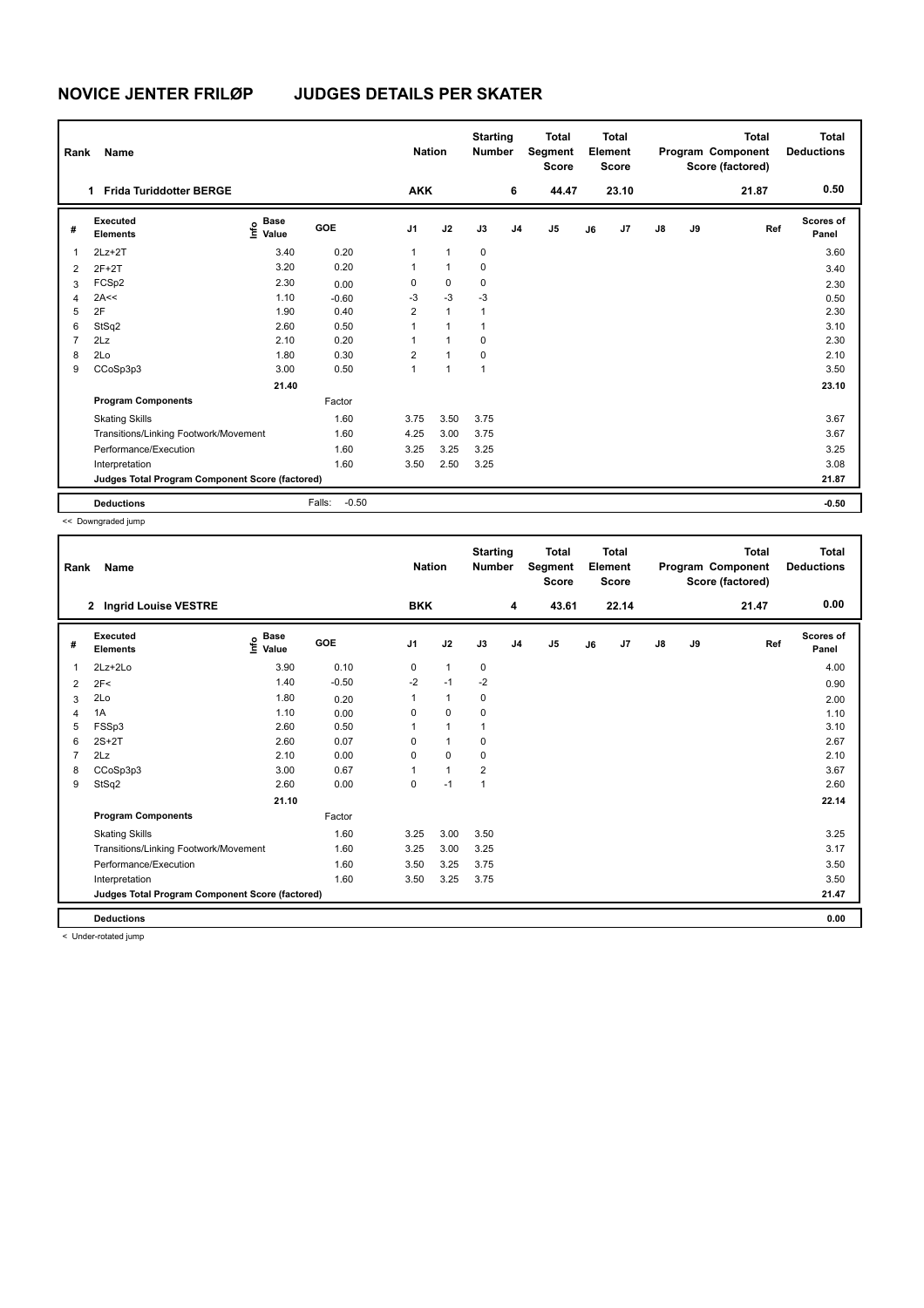# NOVICE JENTER FRILØP JUDGES DETAILS PER SKATER

| Rank | Name | Nation | Starting Number | Total Segment Score | Total Element Score | Total Program Component Score (factored) | Total Deductions |
|---|---|---|---|---|---|---|---|
| 1 | Frida Turiddotter BERGE | AKK | 6 | 44.47 | 23.10 | 21.87 | 0.50 |

| # | Executed Elements | Info | Base Value | GOE | J1 | J2 | J3 | J4 | J5 | J6 | J7 | J8 | J9 | Ref | Scores of Panel |
|---|---|---|---|---|---|---|---|---|---|---|---|---|---|---|---|
| 1 | 2Lz+2T | | 3.40 | 0.20 | 1 | 1 | 0 | | | | | | | | 3.60 |
| 2 | 2F+2T | | 3.20 | 0.20 | 1 | 1 | 0 | | | | | | | | 3.40 |
| 3 | FCSp2 | | 2.30 | 0.00 | 0 | 0 | 0 | | | | | | | | 2.30 |
| 4 | 2A<< | | 1.10 | -0.60 | -3 | -3 | -3 | | | | | | | | 0.50 |
| 5 | 2F | | 1.90 | 0.40 | 2 | 1 | 1 | | | | | | | | 2.30 |
| 6 | StSq2 | | 2.60 | 0.50 | 1 | 1 | 1 | | | | | | | | 3.10 |
| 7 | 2Lz | | 2.10 | 0.20 | 1 | 1 | 0 | | | | | | | | 2.30 |
| 8 | 2Lo | | 1.80 | 0.30 | 2 | 1 | 0 | | | | | | | | 2.10 |
| 9 | CCoSp3p3 | | 3.00 | 0.50 | 1 | 1 | 1 | | | | | | | | 3.50 |
| | | | 21.40 | | | | | | | | | | | | 23.10 |
| | **Program Components** | | | Factor | | | | | | | | | | | |
| | Skating Skills | | | 1.60 | 3.75 | 3.50 | 3.75 | | | | | | | | 3.67 |
| | Transitions/Linking Footwork/Movement | | | 1.60 | 4.25 | 3.00 | 3.75 | | | | | | | | 3.67 |
| | Performance/Execution | | | 1.60 | 3.25 | 3.25 | 3.25 | | | | | | | | 3.25 |
| | Interpretation | | | 1.60 | 3.50 | 2.50 | 3.25 | | | | | | | | 3.08 |
| | **Judges Total Program Component Score (factored)** | | | | | | | | | | | | | | 21.87 |
| | **Deductions** | | | Falls: -0.50 | | | | | | | | | | | -0.50 |

<< Downgraded jump

| Rank | Name | Nation | Starting Number | Total Segment Score | Total Element Score | Total Program Component Score (factored) | Total Deductions |
|---|---|---|---|---|---|---|---|
| 2 | Ingrid Louise VESTRE | BKK | 4 | 43.61 | 22.14 | 21.47 | 0.00 |

| # | Executed Elements | Info | Base Value | GOE | J1 | J2 | J3 | J4 | J5 | J6 | J7 | J8 | J9 | Ref | Scores of Panel |
|---|---|---|---|---|---|---|---|---|---|---|---|---|---|---|---|
| 1 | 2Lz+2Lo | | 3.90 | 0.10 | 0 | 1 | 0 | | | | | | | | 4.00 |
| 2 | 2F< | | 1.40 | -0.50 | -2 | -1 | -2 | | | | | | | | 0.90 |
| 3 | 2Lo | | 1.80 | 0.20 | 1 | 1 | 0 | | | | | | | | 2.00 |
| 4 | 1A | | 1.10 | 0.00 | 0 | 0 | 0 | | | | | | | | 1.10 |
| 5 | FSSp3 | | 2.60 | 0.50 | 1 | 1 | 1 | | | | | | | | 3.10 |
| 6 | 2S+2T | | 2.60 | 0.07 | 0 | 1 | 0 | | | | | | | | 2.67 |
| 7 | 2Lz | | 2.10 | 0.00 | 0 | 0 | 0 | | | | | | | | 2.10 |
| 8 | CCoSp3p3 | | 3.00 | 0.67 | 1 | 1 | 2 | | | | | | | | 3.67 |
| 9 | StSq2 | | 2.60 | 0.00 | 0 | -1 | 1 | | | | | | | | 2.60 |
| | | | 21.10 | | | | | | | | | | | | 22.14 |
| | **Program Components** | | | Factor | | | | | | | | | | | |
| | Skating Skills | | | 1.60 | 3.25 | 3.00 | 3.50 | | | | | | | | 3.25 |
| | Transitions/Linking Footwork/Movement | | | 1.60 | 3.25 | 3.00 | 3.25 | | | | | | | | 3.17 |
| | Performance/Execution | | | 1.60 | 3.50 | 3.25 | 3.75 | | | | | | | | 3.50 |
| | Interpretation | | | 1.60 | 3.50 | 3.25 | 3.75 | | | | | | | | 3.50 |
| | **Judges Total Program Component Score (factored)** | | | | | | | | | | | | | | 21.47 |
| | **Deductions** | | | | | | | | | | | | | | 0.00 |

< Under-rotated jump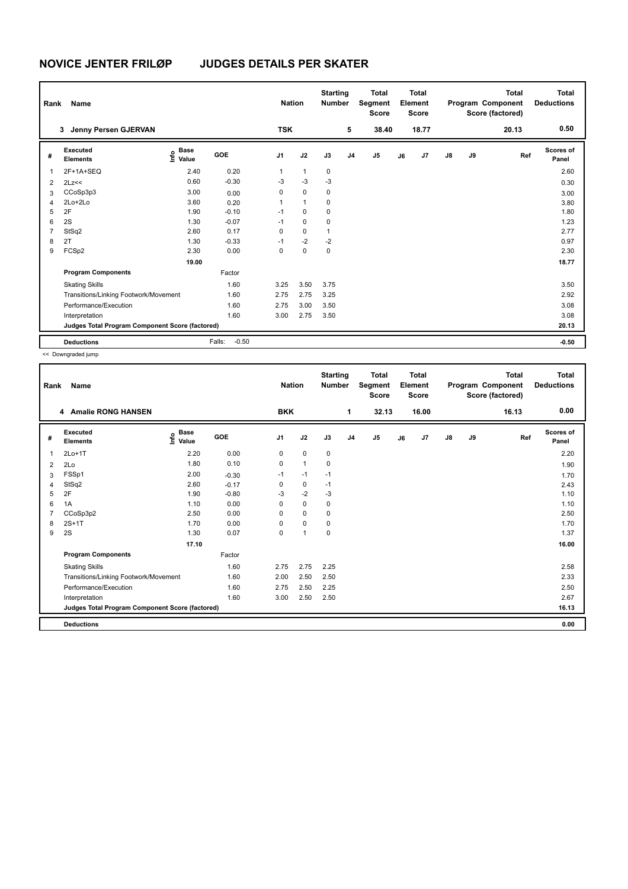# NOVICE JENTER FRILØP JUDGES DETAILS PER SKATER

| Rank | Name | Nation | Starting Number | Total Segment Score | Total Element Score | Total Program Component Score (factored) | Total Deductions |
|---|---|---|---|---|---|---|---|
| 3 | Jenny Persen GJERVAN | TSK | 5 | 38.40 | 18.77 | 20.13 | 0.50 |

| # | Executed Elements | Info | Base Value | GOE | J1 | J2 | J3 | J4 | J5 | J6 | J7 | J8 | J9 | Ref | Scores of Panel |
|---|---|---|---|---|---|---|---|---|---|---|---|---|---|---|---|
| 1 | 2F+1A+SEQ | | 2.40 | 0.20 | 1 | 1 | 0 | | | | | | | | 2.60 |
| 2 | 2Lz<< | | 0.60 | -0.30 | -3 | -3 | -3 | | | | | | | | 0.30 |
| 3 | CCoSp3p3 | | 3.00 | 0.00 | 0 | 0 | 0 | | | | | | | | 3.00 |
| 4 | 2Lo+2Lo | | 3.60 | 0.20 | 1 | 1 | 0 | | | | | | | | 3.80 |
| 5 | 2F | | 1.90 | -0.10 | -1 | 0 | 0 | | | | | | | | 1.80 |
| 6 | 2S | | 1.30 | -0.07 | -1 | 0 | 0 | | | | | | | | 1.23 |
| 7 | StSq2 | | 2.60 | 0.17 | 0 | 0 | 1 | | | | | | | | 2.77 |
| 8 | 2T | | 1.30 | -0.33 | -1 | -2 | -2 | | | | | | | | 0.97 |
| 9 | FCSp2 | | 2.30 | 0.00 | 0 | 0 | 0 | | | | | | | | 2.30 |
| | | | 19.00 | | | | | | | | | | | | 18.77 |
| | **Program Components** | | | Factor | | | | | | | | | | | |
| | Skating Skills | | | 1.60 | 3.25 | 3.50 | 3.75 | | | | | | | | 3.50 |
| | Transitions/Linking Footwork/Movement | | | 1.60 | 2.75 | 2.75 | 3.25 | | | | | | | | 2.92 |
| | Performance/Execution | | | 1.60 | 2.75 | 3.00 | 3.50 | | | | | | | | 3.08 |
| | Interpretation | | | 1.60 | 3.00 | 2.75 | 3.50 | | | | | | | | 3.08 |
| | **Judges Total Program Component Score (factored)** | | | | | | | | | | | | | | 20.13 |
| | **Deductions** | | | Falls: -0.50 | | | | | | | | | | | -0.50 |

<< Downgraded jump

| Rank | Name | Nation | Starting Number | Total Segment Score | Total Element Score | Total Program Component Score (factored) | Total Deductions |
|---|---|---|---|---|---|---|---|
| 4 | Amalie RONG HANSEN | BKK | 1 | 32.13 | 16.00 | 16.13 | 0.00 |

| # | Executed Elements | Info | Base Value | GOE | J1 | J2 | J3 | J4 | J5 | J6 | J7 | J8 | J9 | Ref | Scores of Panel |
|---|---|---|---|---|---|---|---|---|---|---|---|---|---|---|---|
| 1 | 2Lo+1T | | 2.20 | 0.00 | 0 | 0 | 0 | | | | | | | | 2.20 |
| 2 | 2Lo | | 1.80 | 0.10 | 0 | 1 | 0 | | | | | | | | 1.90 |
| 3 | FSSp1 | | 2.00 | -0.30 | -1 | -1 | -1 | | | | | | | | 1.70 |
| 4 | StSq2 | | 2.60 | -0.17 | 0 | 0 | -1 | | | | | | | | 2.43 |
| 5 | 2F | | 1.90 | -0.80 | -3 | -2 | -3 | | | | | | | | 1.10 |
| 6 | 1A | | 1.10 | 0.00 | 0 | 0 | 0 | | | | | | | | 1.10 |
| 7 | CCoSp3p2 | | 2.50 | 0.00 | 0 | 0 | 0 | | | | | | | | 2.50 |
| 8 | 2S+1T | | 1.70 | 0.00 | 0 | 0 | 0 | | | | | | | | 1.70 |
| 9 | 2S | | 1.30 | 0.07 | 0 | 1 | 0 | | | | | | | | 1.37 |
| | | | 17.10 | | | | | | | | | | | | 16.00 |
| | **Program Components** | | | Factor | | | | | | | | | | | |
| | Skating Skills | | | 1.60 | 2.75 | 2.75 | 2.25 | | | | | | | | 2.58 |
| | Transitions/Linking Footwork/Movement | | | 1.60 | 2.00 | 2.50 | 2.50 | | | | | | | | 2.33 |
| | Performance/Execution | | | 1.60 | 2.75 | 2.50 | 2.25 | | | | | | | | 2.50 |
| | Interpretation | | | 1.60 | 3.00 | 2.50 | 2.50 | | | | | | | | 2.67 |
| | **Judges Total Program Component Score (factored)** | | | | | | | | | | | | | | 16.13 |
| | **Deductions** | | | | | | | | | | | | | | 0.00 |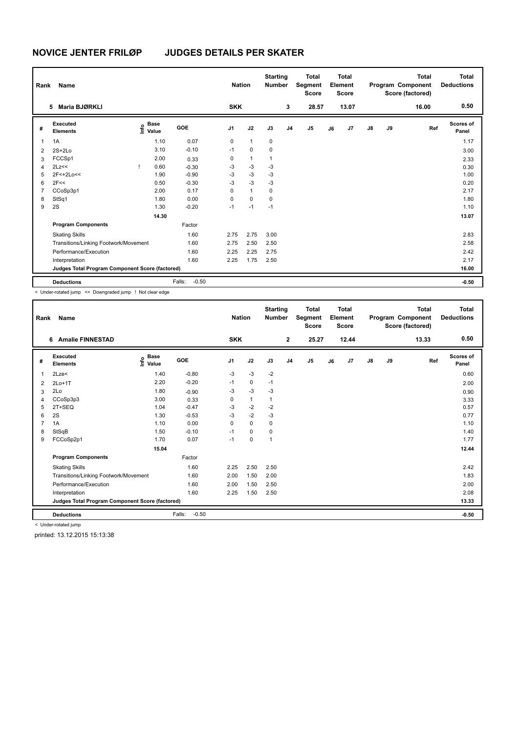# NOVICE JENTER FRILØP JUDGES DETAILS PER SKATER

| Rank | Name | Nation | Starting Number | Total Segment Score | Total Element Score | Total Program Component Score (factored) | Total Deductions |
|---|---|---|---|---|---|---|---|
| 5 | Maria BJØRKLI | SKK | 3 | 28.57 | 13.07 | 16.00 | 0.50 |

| # | Executed Elements | Info | Base Value | GOE | J1 | J2 | J3 | J4 | J5 | J6 | J7 | J8 | J9 | Ref | Scores of Panel |
|---|---|---|---|---|---|---|---|---|---|---|---|---|---|---|---|
| 1 | 1A | | 1.10 | 0.07 | 0 | 1 | 0 | | | | | | | | 1.17 |
| 2 | 2S+2Lo | | 3.10 | -0.10 | -1 | 0 | 0 | | | | | | | | 3.00 |
| 3 | FCCSp1 | | 2.00 | 0.33 | 0 | 1 | 1 | | | | | | | | 2.33 |
| 4 | 2Lz<< | ! | 0.60 | -0.30 | -3 | -3 | -3 | | | | | | | | 0.30 |
| 5 | 2F<+2Lo<< | | 1.90 | -0.90 | -3 | -3 | -3 | | | | | | | | 1.00 |
| 6 | 2F<< | | 0.50 | -0.30 | -3 | -3 | -3 | | | | | | | | 0.20 |
| 7 | CCoSp3p1 | | 2.00 | 0.17 | 0 | 1 | 0 | | | | | | | | 2.17 |
| 8 | StSq1 | | 1.80 | 0.00 | 0 | 0 | 0 | | | | | | | | 1.80 |
| 9 | 2S | | 1.30 | -0.20 | -1 | -1 | -1 | | | | | | | | 1.10 |
| | | | 14.30 | | | | | | | | | | | | 13.07 |
| | **Program Components** | | | Factor | | | | | | | | | | | |
| | Skating Skills | | | 1.60 | 2.75 | 2.75 | 3.00 | | | | | | | | 2.83 |
| | Transitions/Linking Footwork/Movement | | | 1.60 | 2.75 | 2.50 | 2.50 | | | | | | | | 2.58 |
| | Performance/Execution | | | 1.60 | 2.25 | 2.25 | 2.75 | | | | | | | | 2.42 |
| | Interpretation | | | 1.60 | 2.25 | 1.75 | 2.50 | | | | | | | | 2.17 |
| | **Judges Total Program Component Score (factored)** | | | | | | | | | | | | | | 16.00 |
| | **Deductions** | | | Falls: -0.50 | | | | | | | | | | | -0.50 |

< Under-rotated jump << Downgraded jump ! Not clear edge

| Rank | Name | Nation | Starting Number | Total Segment Score | Total Element Score | Total Program Component Score (factored) | Total Deductions |
|---|---|---|---|---|---|---|---|
| 6 | Amalie FINNESTAD | SKK | 2 | 25.27 | 12.44 | 13.33 | 0.50 |

| # | Executed Elements | Info | Base Value | GOE | J1 | J2 | J3 | J4 | J5 | J6 | J7 | J8 | J9 | Ref | Scores of Panel |
|---|---|---|---|---|---|---|---|---|---|---|---|---|---|---|---|
| 1 | 2Lze< | | 1.40 | -0.80 | -3 | -3 | -2 | | | | | | | | 0.60 |
| 2 | 2Lo+1T | | 2.20 | -0.20 | -1 | 0 | -1 | | | | | | | | 2.00 |
| 3 | 2Lo | | 1.80 | -0.90 | -3 | -3 | -3 | | | | | | | | 0.90 |
| 4 | CCoSp3p3 | | 3.00 | 0.33 | 0 | 1 | 1 | | | | | | | | 3.33 |
| 5 | 2T+SEQ | | 1.04 | -0.47 | -3 | -2 | -2 | | | | | | | | 0.57 |
| 6 | 2S | | 1.30 | -0.53 | -3 | -2 | -3 | | | | | | | | 0.77 |
| 7 | 1A | | 1.10 | 0.00 | 0 | 0 | 0 | | | | | | | | 1.10 |
| 8 | StSqB | | 1.50 | -0.10 | -1 | 0 | 0 | | | | | | | | 1.40 |
| 9 | FCCoSp2p1 | | 1.70 | 0.07 | -1 | 0 | 1 | | | | | | | | 1.77 |
| | | | 15.04 | | | | | | | | | | | | 12.44 |
| | **Program Components** | | | Factor | | | | | | | | | | | |
| | Skating Skills | | | 1.60 | 2.25 | 2.50 | 2.50 | | | | | | | | 2.42 |
| | Transitions/Linking Footwork/Movement | | | 1.60 | 2.00 | 1.50 | 2.00 | | | | | | | | 1.83 |
| | Performance/Execution | | | 1.60 | 2.00 | 1.50 | 2.50 | | | | | | | | 2.00 |
| | Interpretation | | | 1.60 | 2.25 | 1.50 | 2.50 | | | | | | | | 2.08 |
| | **Judges Total Program Component Score (factored)** | | | | | | | | | | | | | | 13.33 |
| | **Deductions** | | | Falls: -0.50 | | | | | | | | | | | -0.50 |

< Under-rotated jump

printed: 13.12.2015 15:13:38